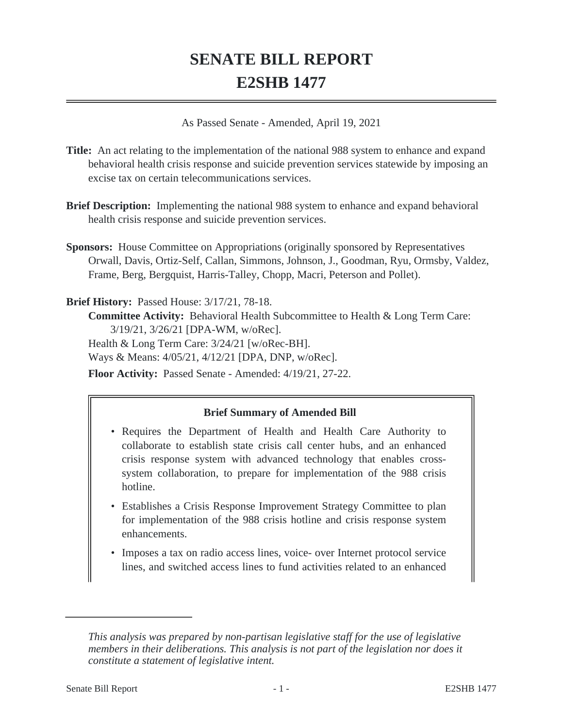# SENATE BILL REPORT
# E2SHB 1477

As Passed Senate - Amended, April 19, 2021

**Title:** An act relating to the implementation of the national 988 system to enhance and expand behavioral health crisis response and suicide prevention services statewide by imposing an excise tax on certain telecommunications services.

**Brief Description:** Implementing the national 988 system to enhance and expand behavioral health crisis response and suicide prevention services.

**Sponsors:** House Committee on Appropriations (originally sponsored by Representatives Orwall, Davis, Ortiz-Self, Callan, Simmons, Johnson, J., Goodman, Ryu, Ormsby, Valdez, Frame, Berg, Bergquist, Harris-Talley, Chopp, Macri, Peterson and Pollet).

**Brief History:** Passed House: 3/17/21, 78-18.

**Committee Activity:** Behavioral Health Subcommittee to Health & Long Term Care: 3/19/21, 3/26/21 [DPA-WM, w/oRec].

Health & Long Term Care: 3/24/21 [w/oRec-BH].

Ways & Means: 4/05/21, 4/12/21 [DPA, DNP, w/oRec].

**Floor Activity:** Passed Senate - Amended: 4/19/21, 27-22.

**Brief Summary of Amended Bill**

- Requires the Department of Health and Health Care Authority to collaborate to establish state crisis call center hubs, and an enhanced crisis response system with advanced technology that enables cross-system collaboration, to prepare for implementation of the 988 crisis hotline.
- Establishes a Crisis Response Improvement Strategy Committee to plan for implementation of the 988 crisis hotline and crisis response system enhancements.
- Imposes a tax on radio access lines, voice- over Internet protocol service lines, and switched access lines to fund activities related to an enhanced

*This analysis was prepared by non-partisan legislative staff for the use of legislative members in their deliberations. This analysis is not part of the legislation nor does it constitute a statement of legislative intent.*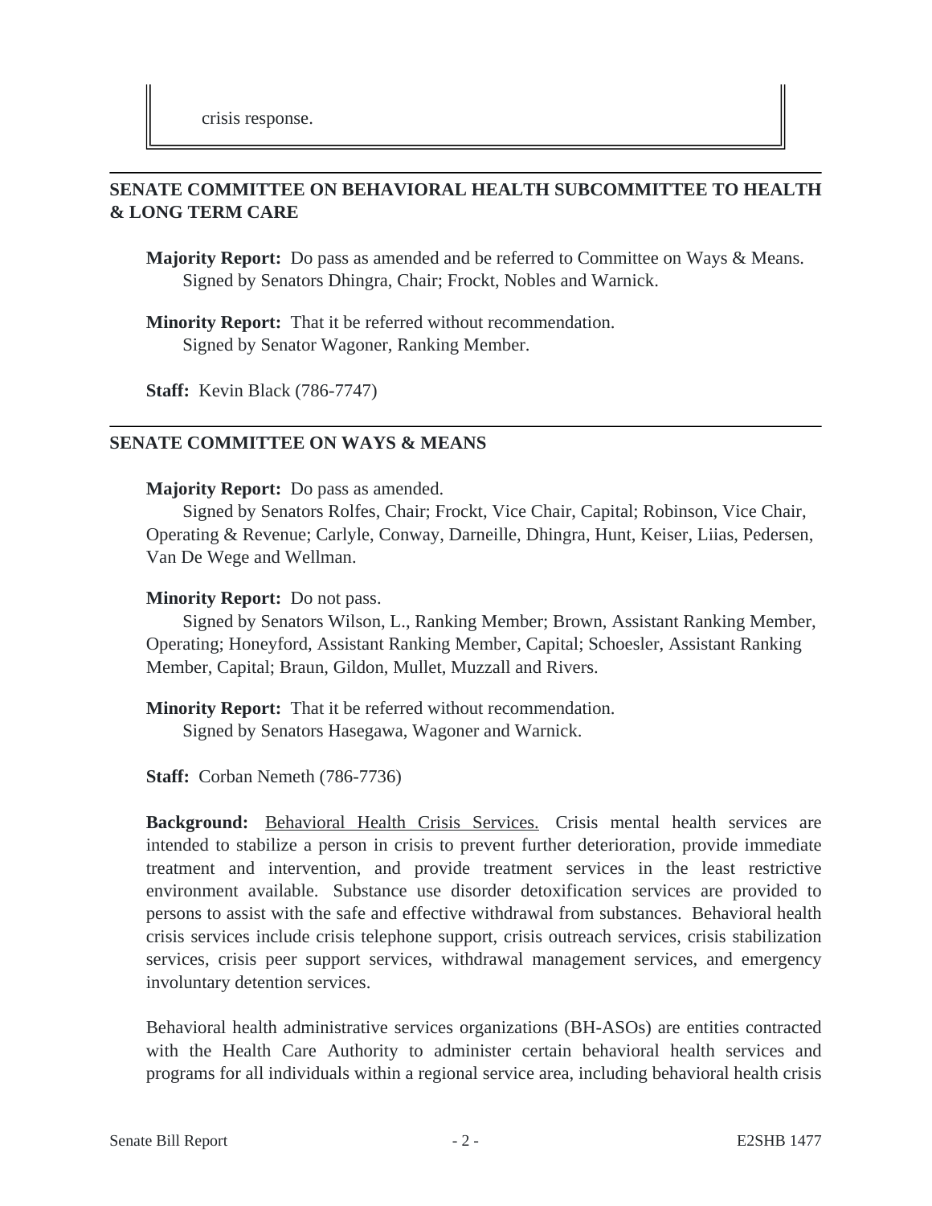crisis response.

---

## SENATE COMMITTEE ON BEHAVIORAL HEALTH SUBCOMMITTEE TO HEALTH & LONG TERM CARE

**Majority Report:** Do pass as amended and be referred to Committee on Ways & Means.
Signed by Senators Dhingra, Chair; Frockt, Nobles and Warnick.

**Minority Report:** That it be referred without recommendation.
Signed by Senator Wagoner, Ranking Member.

**Staff:** Kevin Black (786-7747)

---

## SENATE COMMITTEE ON WAYS & MEANS

**Majority Report:** Do pass as amended.
Signed by Senators Rolfes, Chair; Frockt, Vice Chair, Capital; Robinson, Vice Chair, Operating & Revenue; Carlyle, Conway, Darneille, Dhingra, Hunt, Keiser, Liias, Pedersen, Van De Wege and Wellman.

**Minority Report:** Do not pass.
Signed by Senators Wilson, L., Ranking Member; Brown, Assistant Ranking Member, Operating; Honeyford, Assistant Ranking Member, Capital; Schoesler, Assistant Ranking Member, Capital; Braun, Gildon, Mullet, Muzzall and Rivers.

**Minority Report:** That it be referred without recommendation.
Signed by Senators Hasegawa, Wagoner and Warnick.

**Staff:** Corban Nemeth (786-7736)

**Background:** Behavioral Health Crisis Services. Crisis mental health services are intended to stabilize a person in crisis to prevent further deterioration, provide immediate treatment and intervention, and provide treatment services in the least restrictive environment available. Substance use disorder detoxification services are provided to persons to assist with the safe and effective withdrawal from substances. Behavioral health crisis services include crisis telephone support, crisis outreach services, crisis stabilization services, crisis peer support services, withdrawal management services, and emergency involuntary detention services.

Behavioral health administrative services organizations (BH-ASOs) are entities contracted with the Health Care Authority to administer certain behavioral health services and programs for all individuals within a regional service area, including behavioral health crisis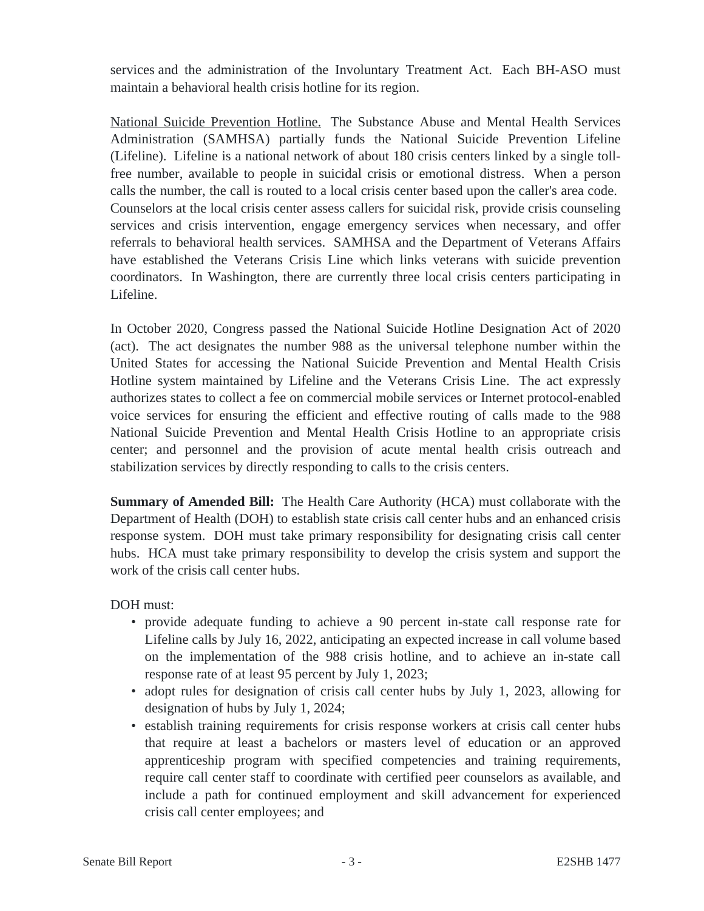services and the administration of the Involuntary Treatment Act. Each BH-ASO must maintain a behavioral health crisis hotline for its region.

National Suicide Prevention Hotline. The Substance Abuse and Mental Health Services Administration (SAMHSA) partially funds the National Suicide Prevention Lifeline (Lifeline). Lifeline is a national network of about 180 crisis centers linked by a single toll-free number, available to people in suicidal crisis or emotional distress. When a person calls the number, the call is routed to a local crisis center based upon the caller's area code. Counselors at the local crisis center assess callers for suicidal risk, provide crisis counseling services and crisis intervention, engage emergency services when necessary, and offer referrals to behavioral health services. SAMHSA and the Department of Veterans Affairs have established the Veterans Crisis Line which links veterans with suicide prevention coordinators. In Washington, there are currently three local crisis centers participating in Lifeline.

In October 2020, Congress passed the National Suicide Hotline Designation Act of 2020 (act). The act designates the number 988 as the universal telephone number within the United States for accessing the National Suicide Prevention and Mental Health Crisis Hotline system maintained by Lifeline and the Veterans Crisis Line. The act expressly authorizes states to collect a fee on commercial mobile services or Internet protocol-enabled voice services for ensuring the efficient and effective routing of calls made to the 988 National Suicide Prevention and Mental Health Crisis Hotline to an appropriate crisis center; and personnel and the provision of acute mental health crisis outreach and stabilization services by directly responding to calls to the crisis centers.

**Summary of Amended Bill:** The Health Care Authority (HCA) must collaborate with the Department of Health (DOH) to establish state crisis call center hubs and an enhanced crisis response system. DOH must take primary responsibility for designating crisis call center hubs. HCA must take primary responsibility to develop the crisis system and support the work of the crisis call center hubs.

DOH must:

- provide adequate funding to achieve a 90 percent in-state call response rate for Lifeline calls by July 16, 2022, anticipating an expected increase in call volume based on the implementation of the 988 crisis hotline, and to achieve an in-state call response rate of at least 95 percent by July 1, 2023;
- adopt rules for designation of crisis call center hubs by July 1, 2023, allowing for designation of hubs by July 1, 2024;
- establish training requirements for crisis response workers at crisis call center hubs that require at least a bachelors or masters level of education or an approved apprenticeship program with specified competencies and training requirements, require call center staff to coordinate with certified peer counselors as available, and include a path for continued employment and skill advancement for experienced crisis call center employees; and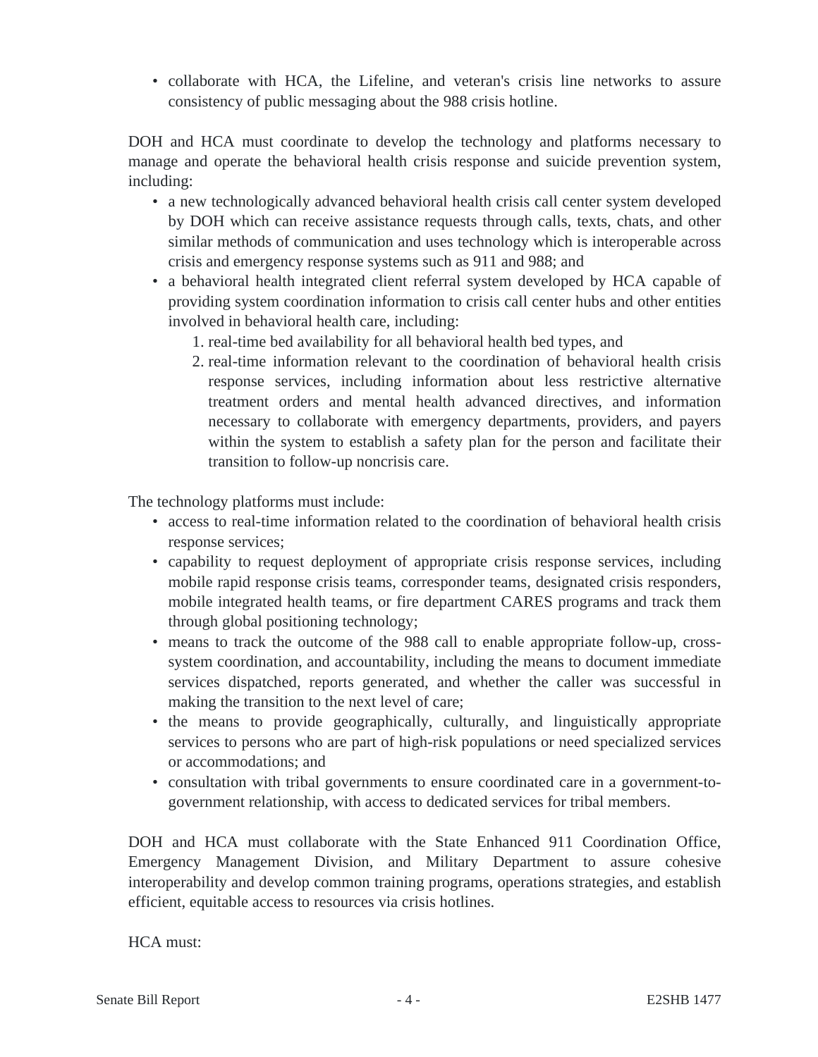- collaborate with HCA, the Lifeline, and veteran's crisis line networks to assure consistency of public messaging about the 988 crisis hotline.

DOH and HCA must coordinate to develop the technology and platforms necessary to manage and operate the behavioral health crisis response and suicide prevention system, including:

- a new technologically advanced behavioral health crisis call center system developed by DOH which can receive assistance requests through calls, texts, chats, and other similar methods of communication and uses technology which is interoperable across crisis and emergency response systems such as 911 and 988; and
- a behavioral health integrated client referral system developed by HCA capable of providing system coordination information to crisis call center hubs and other entities involved in behavioral health care, including:
    1. real-time bed availability for all behavioral health bed types, and
    2. real-time information relevant to the coordination of behavioral health crisis response services, including information about less restrictive alternative treatment orders and mental health advanced directives, and information necessary to collaborate with emergency departments, providers, and payers within the system to establish a safety plan for the person and facilitate their transition to follow-up noncrisis care.

The technology platforms must include:

- access to real-time information related to the coordination of behavioral health crisis response services;
- capability to request deployment of appropriate crisis response services, including mobile rapid response crisis teams, coresponder teams, designated crisis responders, mobile integrated health teams, or fire department CARES programs and track them through global positioning technology;
- means to track the outcome of the 988 call to enable appropriate follow-up, cross-system coordination, and accountability, including the means to document immediate services dispatched, reports generated, and whether the caller was successful in making the transition to the next level of care;
- the means to provide geographically, culturally, and linguistically appropriate services to persons who are part of high-risk populations or need specialized services or accommodations; and
- consultation with tribal governments to ensure coordinated care in a government-to-government relationship, with access to dedicated services for tribal members.

DOH and HCA must collaborate with the State Enhanced 911 Coordination Office, Emergency Management Division, and Military Department to assure cohesive interoperability and develop common training programs, operations strategies, and establish efficient, equitable access to resources via crisis hotlines.

HCA must: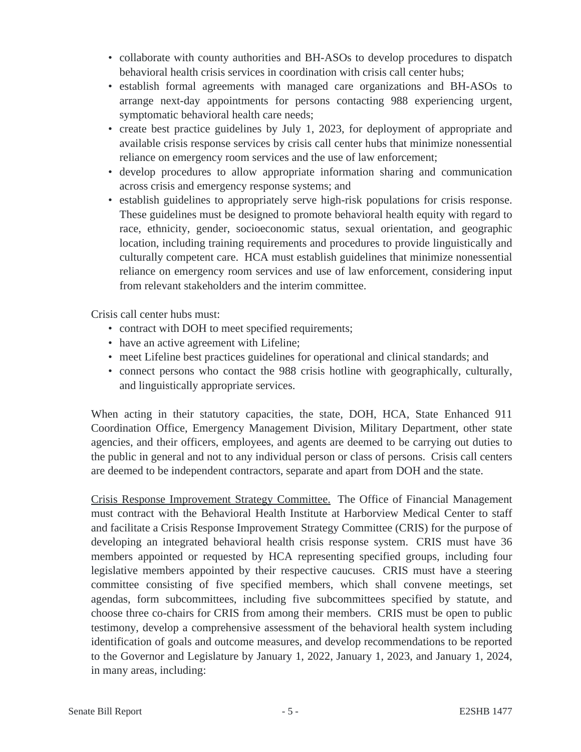- collaborate with county authorities and BH-ASOs to develop procedures to dispatch behavioral health crisis services in coordination with crisis call center hubs;
- establish formal agreements with managed care organizations and BH-ASOs to arrange next-day appointments for persons contacting 988 experiencing urgent, symptomatic behavioral health care needs;
- create best practice guidelines by July 1, 2023, for deployment of appropriate and available crisis response services by crisis call center hubs that minimize nonessential reliance on emergency room services and the use of law enforcement;
- develop procedures to allow appropriate information sharing and communication across crisis and emergency response systems; and
- establish guidelines to appropriately serve high-risk populations for crisis response. These guidelines must be designed to promote behavioral health equity with regard to race, ethnicity, gender, socioeconomic status, sexual orientation, and geographic location, including training requirements and procedures to provide linguistically and culturally competent care. HCA must establish guidelines that minimize nonessential reliance on emergency room services and use of law enforcement, considering input from relevant stakeholders and the interim committee.

Crisis call center hubs must:

- contract with DOH to meet specified requirements;
- have an active agreement with Lifeline;
- meet Lifeline best practices guidelines for operational and clinical standards; and
- connect persons who contact the 988 crisis hotline with geographically, culturally, and linguistically appropriate services.

When acting in their statutory capacities, the state, DOH, HCA, State Enhanced 911 Coordination Office, Emergency Management Division, Military Department, other state agencies, and their officers, employees, and agents are deemed to be carrying out duties to the public in general and not to any individual person or class of persons. Crisis call centers are deemed to be independent contractors, separate and apart from DOH and the state.

Crisis Response Improvement Strategy Committee. The Office of Financial Management must contract with the Behavioral Health Institute at Harborview Medical Center to staff and facilitate a Crisis Response Improvement Strategy Committee (CRIS) for the purpose of developing an integrated behavioral health crisis response system. CRIS must have 36 members appointed or requested by HCA representing specified groups, including four legislative members appointed by their respective caucuses. CRIS must have a steering committee consisting of five specified members, which shall convene meetings, set agendas, form subcommittees, including five subcommittees specified by statute, and choose three co-chairs for CRIS from among their members. CRIS must be open to public testimony, develop a comprehensive assessment of the behavioral health system including identification of goals and outcome measures, and develop recommendations to be reported to the Governor and Legislature by January 1, 2022, January 1, 2023, and January 1, 2024, in many areas, including: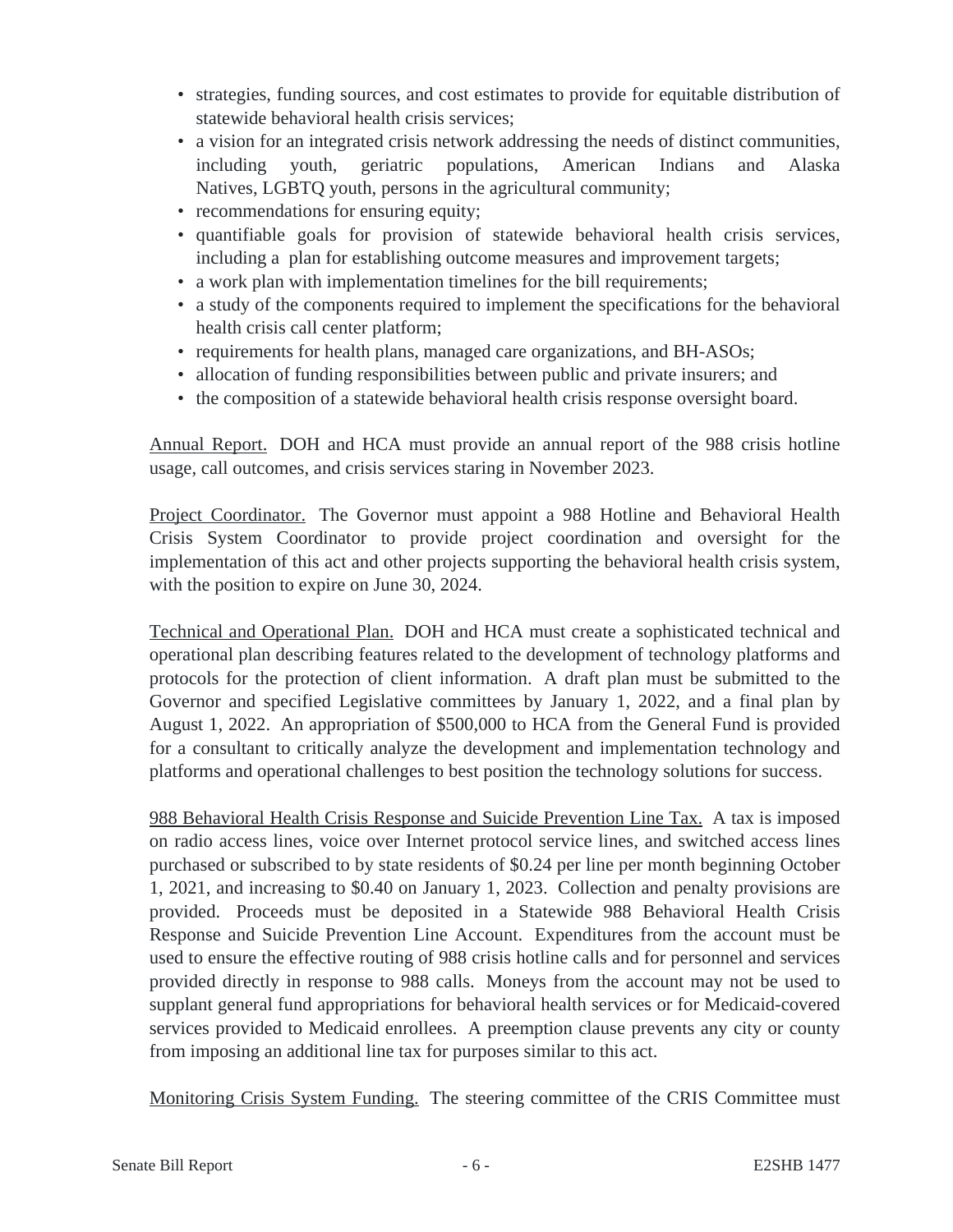- strategies, funding sources, and cost estimates to provide for equitable distribution of statewide behavioral health crisis services;
- a vision for an integrated crisis network addressing the needs of distinct communities, including youth, geriatric populations, American Indians and Alaska Natives, LGBTQ youth, persons in the agricultural community;
- recommendations for ensuring equity;
- quantifiable goals for provision of statewide behavioral health crisis services, including a plan for establishing outcome measures and improvement targets;
- a work plan with implementation timelines for the bill requirements;
- a study of the components required to implement the specifications for the behavioral health crisis call center platform;
- requirements for health plans, managed care organizations, and BH-ASOs;
- allocation of funding responsibilities between public and private insurers; and
- the composition of a statewide behavioral health crisis response oversight board.

Annual Report. DOH and HCA must provide an annual report of the 988 crisis hotline usage, call outcomes, and crisis services staring in November 2023.

Project Coordinator. The Governor must appoint a 988 Hotline and Behavioral Health Crisis System Coordinator to provide project coordination and oversight for the implementation of this act and other projects supporting the behavioral health crisis system, with the position to expire on June 30, 2024.

Technical and Operational Plan. DOH and HCA must create a sophisticated technical and operational plan describing features related to the development of technology platforms and protocols for the protection of client information. A draft plan must be submitted to the Governor and specified Legislative committees by January 1, 2022, and a final plan by August 1, 2022. An appropriation of $500,000 to HCA from the General Fund is provided for a consultant to critically analyze the development and implementation technology and platforms and operational challenges to best position the technology solutions for success.

988 Behavioral Health Crisis Response and Suicide Prevention Line Tax. A tax is imposed on radio access lines, voice over Internet protocol service lines, and switched access lines purchased or subscribed to by state residents of $0.24 per line per month beginning October 1, 2021, and increasing to $0.40 on January 1, 2023. Collection and penalty provisions are provided. Proceeds must be deposited in a Statewide 988 Behavioral Health Crisis Response and Suicide Prevention Line Account. Expenditures from the account must be used to ensure the effective routing of 988 crisis hotline calls and for personnel and services provided directly in response to 988 calls. Moneys from the account may not be used to supplant general fund appropriations for behavioral health services or for Medicaid-covered services provided to Medicaid enrollees. A preemption clause prevents any city or county from imposing an additional line tax for purposes similar to this act.

Monitoring Crisis System Funding. The steering committee of the CRIS Committee must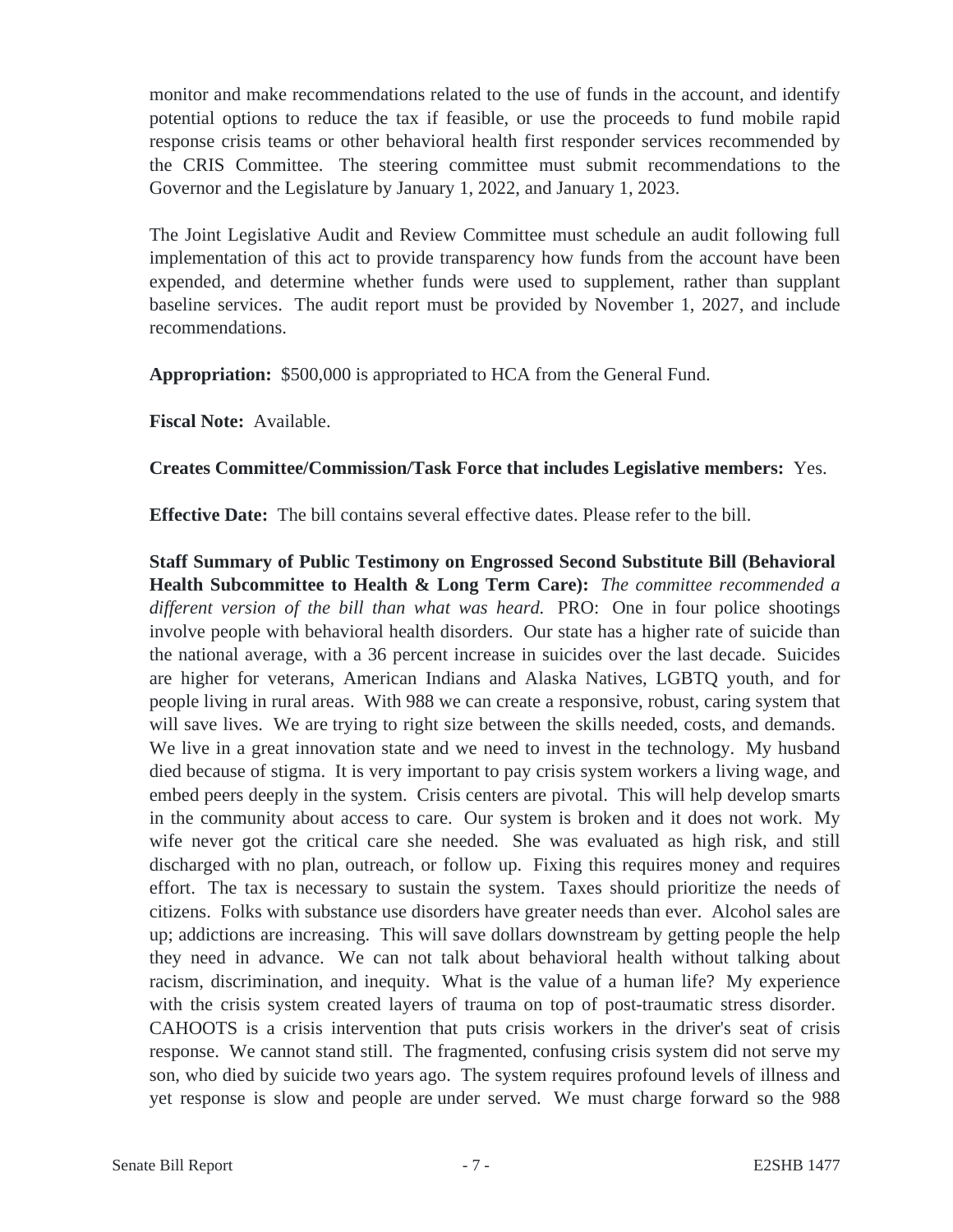monitor and make recommendations related to the use of funds in the account, and identify potential options to reduce the tax if feasible, or use the proceeds to fund mobile rapid response crisis teams or other behavioral health first responder services recommended by the CRIS Committee. The steering committee must submit recommendations to the Governor and the Legislature by January 1, 2022, and January 1, 2023.

The Joint Legislative Audit and Review Committee must schedule an audit following full implementation of this act to provide transparency how funds from the account have been expended, and determine whether funds were used to supplement, rather than supplant baseline services. The audit report must be provided by November 1, 2027, and include recommendations.

**Appropriation:** $500,000 is appropriated to HCA from the General Fund.

**Fiscal Note:** Available.

**Creates Committee/Commission/Task Force that includes Legislative members:** Yes.

**Effective Date:** The bill contains several effective dates. Please refer to the bill.

**Staff Summary of Public Testimony on Engrossed Second Substitute Bill (Behavioral Health Subcommittee to Health & Long Term Care):** *The committee recommended a different version of the bill than what was heard.* PRO: One in four police shootings involve people with behavioral health disorders. Our state has a higher rate of suicide than the national average, with a 36 percent increase in suicides over the last decade. Suicides are higher for veterans, American Indians and Alaska Natives, LGBTQ youth, and for people living in rural areas. With 988 we can create a responsive, robust, caring system that will save lives. We are trying to right size between the skills needed, costs, and demands. We live in a great innovation state and we need to invest in the technology. My husband died because of stigma. It is very important to pay crisis system workers a living wage, and embed peers deeply in the system. Crisis centers are pivotal. This will help develop smarts in the community about access to care. Our system is broken and it does not work. My wife never got the critical care she needed. She was evaluated as high risk, and still discharged with no plan, outreach, or follow up. Fixing this requires money and requires effort. The tax is necessary to sustain the system. Taxes should prioritize the needs of citizens. Folks with substance use disorders have greater needs than ever. Alcohol sales are up; addictions are increasing. This will save dollars downstream by getting people the help they need in advance. We can not talk about behavioral health without talking about racism, discrimination, and inequity. What is the value of a human life? My experience with the crisis system created layers of trauma on top of post-traumatic stress disorder. CAHOOTS is a crisis intervention that puts crisis workers in the driver's seat of crisis response. We cannot stand still. The fragmented, confusing crisis system did not serve my son, who died by suicide two years ago. The system requires profound levels of illness and yet response is slow and people are under served. We must charge forward so the 988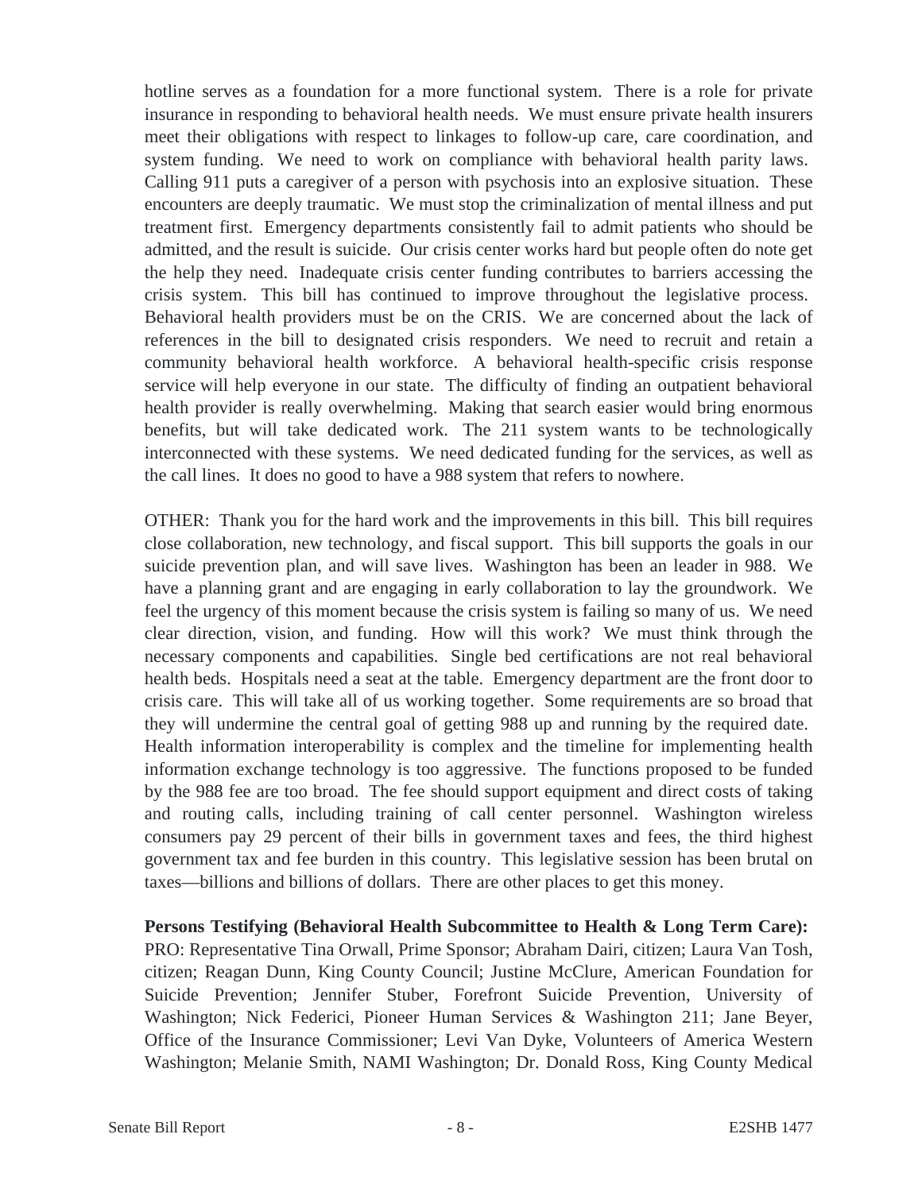hotline serves as a foundation for a more functional system. There is a role for private insurance in responding to behavioral health needs. We must ensure private health insurers meet their obligations with respect to linkages to follow-up care, care coordination, and system funding. We need to work on compliance with behavioral health parity laws. Calling 911 puts a caregiver of a person with psychosis into an explosive situation. These encounters are deeply traumatic. We must stop the criminalization of mental illness and put treatment first. Emergency departments consistently fail to admit patients who should be admitted, and the result is suicide. Our crisis center works hard but people often do note get the help they need. Inadequate crisis center funding contributes to barriers accessing the crisis system. This bill has continued to improve throughout the legislative process. Behavioral health providers must be on the CRIS. We are concerned about the lack of references in the bill to designated crisis responders. We need to recruit and retain a community behavioral health workforce. A behavioral health-specific crisis response service will help everyone in our state. The difficulty of finding an outpatient behavioral health provider is really overwhelming. Making that search easier would bring enormous benefits, but will take dedicated work. The 211 system wants to be technologically interconnected with these systems. We need dedicated funding for the services, as well as the call lines. It does no good to have a 988 system that refers to nowhere.

OTHER: Thank you for the hard work and the improvements in this bill. This bill requires close collaboration, new technology, and fiscal support. This bill supports the goals in our suicide prevention plan, and will save lives. Washington has been an leader in 988. We have a planning grant and are engaging in early collaboration to lay the groundwork. We feel the urgency of this moment because the crisis system is failing so many of us. We need clear direction, vision, and funding. How will this work? We must think through the necessary components and capabilities. Single bed certifications are not real behavioral health beds. Hospitals need a seat at the table. Emergency department are the front door to crisis care. This will take all of us working together. Some requirements are so broad that they will undermine the central goal of getting 988 up and running by the required date. Health information interoperability is complex and the timeline for implementing health information exchange technology is too aggressive. The functions proposed to be funded by the 988 fee are too broad. The fee should support equipment and direct costs of taking and routing calls, including training of call center personnel. Washington wireless consumers pay 29 percent of their bills in government taxes and fees, the third highest government tax and fee burden in this country. This legislative session has been brutal on taxes—billions and billions of dollars. There are other places to get this money.

**Persons Testifying (Behavioral Health Subcommittee to Health & Long Term Care):** PRO: Representative Tina Orwall, Prime Sponsor; Abraham Dairi, citizen; Laura Van Tosh, citizen; Reagan Dunn, King County Council; Justine McClure, American Foundation for Suicide Prevention; Jennifer Stuber, Forefront Suicide Prevention, University of Washington; Nick Federici, Pioneer Human Services & Washington 211; Jane Beyer, Office of the Insurance Commissioner; Levi Van Dyke, Volunteers of America Western Washington; Melanie Smith, NAMI Washington; Dr. Donald Ross, King County Medical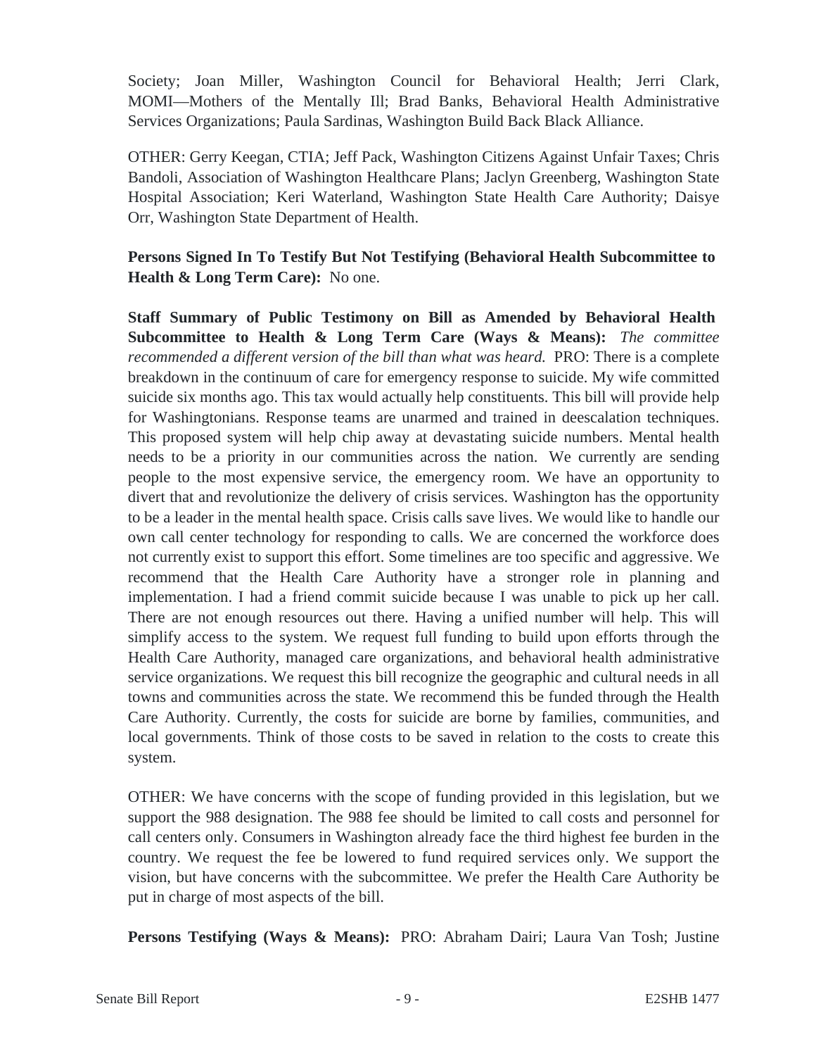Society; Joan Miller, Washington Council for Behavioral Health; Jerri Clark, MOMI—Mothers of the Mentally Ill; Brad Banks, Behavioral Health Administrative Services Organizations; Paula Sardinas, Washington Build Back Black Alliance.

OTHER: Gerry Keegan, CTIA; Jeff Pack, Washington Citizens Against Unfair Taxes; Chris Bandoli, Association of Washington Healthcare Plans; Jaclyn Greenberg, Washington State Hospital Association; Keri Waterland, Washington State Health Care Authority; Daisye Orr, Washington State Department of Health.

**Persons Signed In To Testify But Not Testifying (Behavioral Health Subcommittee to Health & Long Term Care):** No one.

**Staff Summary of Public Testimony on Bill as Amended by Behavioral Health Subcommittee to Health & Long Term Care (Ways & Means):** *The committee recommended a different version of the bill than what was heard.* PRO: There is a complete breakdown in the continuum of care for emergency response to suicide. My wife committed suicide six months ago. This tax would actually help constituents. This bill will provide help for Washingtonians. Response teams are unarmed and trained in deescalation techniques. This proposed system will help chip away at devastating suicide numbers. Mental health needs to be a priority in our communities across the nation. We currently are sending people to the most expensive service, the emergency room. We have an opportunity to divert that and revolutionize the delivery of crisis services. Washington has the opportunity to be a leader in the mental health space. Crisis calls save lives. We would like to handle our own call center technology for responding to calls. We are concerned the workforce does not currently exist to support this effort. Some timelines are too specific and aggressive. We recommend that the Health Care Authority have a stronger role in planning and implementation. I had a friend commit suicide because I was unable to pick up her call. There are not enough resources out there. Having a unified number will help. This will simplify access to the system. We request full funding to build upon efforts through the Health Care Authority, managed care organizations, and behavioral health administrative service organizations. We request this bill recognize the geographic and cultural needs in all towns and communities across the state. We recommend this be funded through the Health Care Authority. Currently, the costs for suicide are borne by families, communities, and local governments. Think of those costs to be saved in relation to the costs to create this system.

OTHER: We have concerns with the scope of funding provided in this legislation, but we support the 988 designation. The 988 fee should be limited to call costs and personnel for call centers only. Consumers in Washington already face the third highest fee burden in the country. We request the fee be lowered to fund required services only. We support the vision, but have concerns with the subcommittee. We prefer the Health Care Authority be put in charge of most aspects of the bill.

**Persons Testifying (Ways & Means):** PRO: Abraham Dairi; Laura Van Tosh; Justine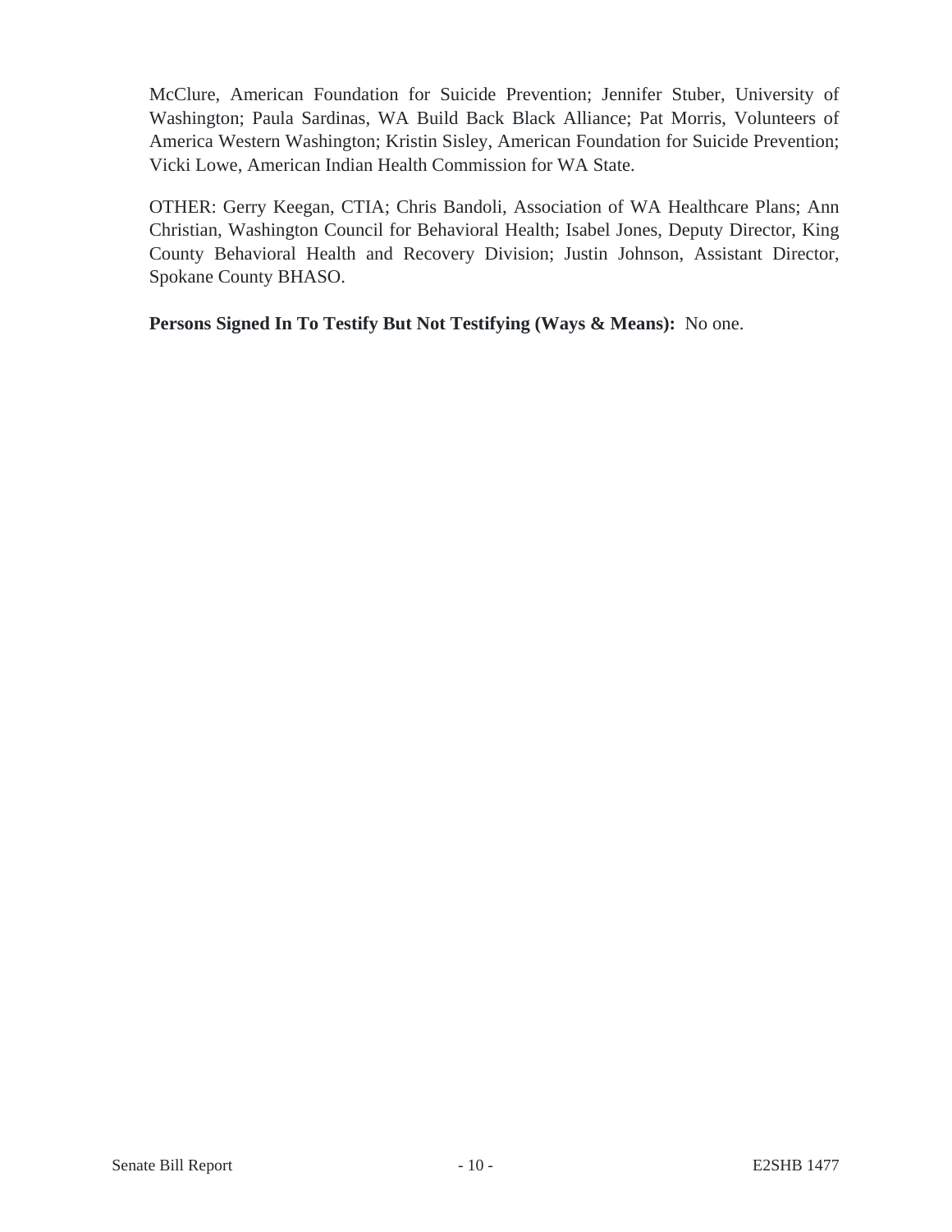McClure, American Foundation for Suicide Prevention; Jennifer Stuber, University of Washington; Paula Sardinas, WA Build Back Black Alliance; Pat Morris, Volunteers of America Western Washington; Kristin Sisley, American Foundation for Suicide Prevention; Vicki Lowe, American Indian Health Commission for WA State.

OTHER: Gerry Keegan, CTIA; Chris Bandoli, Association of WA Healthcare Plans; Ann Christian, Washington Council for Behavioral Health; Isabel Jones, Deputy Director, King County Behavioral Health and Recovery Division; Justin Johnson, Assistant Director, Spokane County BHASO.

**Persons Signed In To Testify But Not Testifying (Ways & Means):** No one.